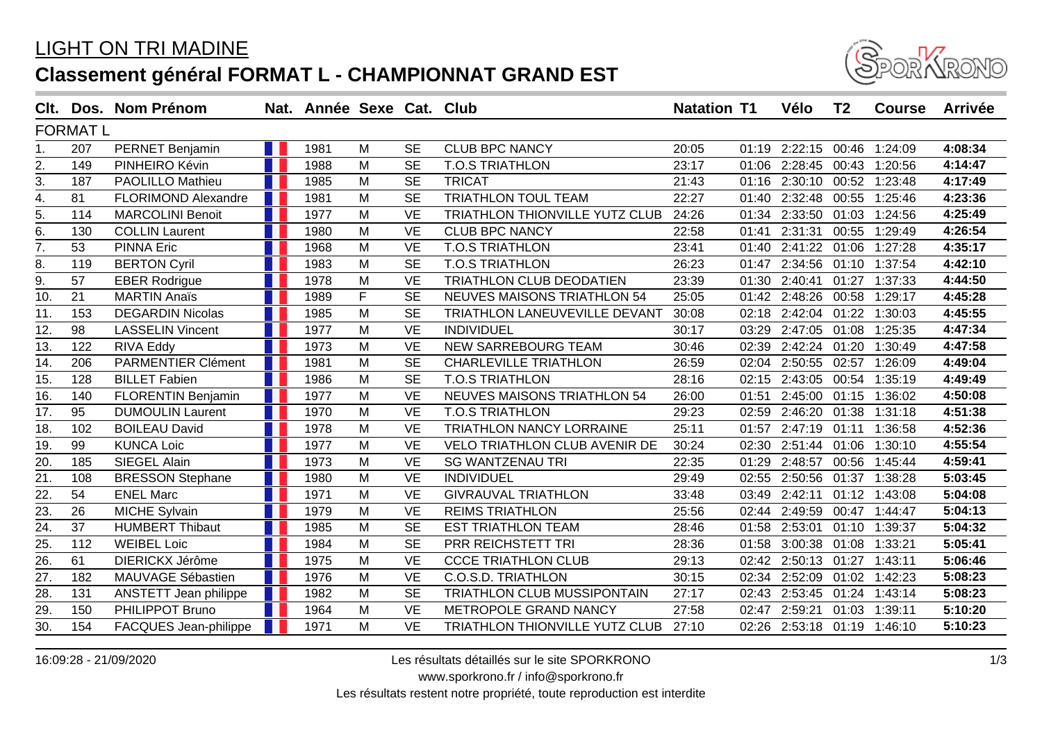# LIGHT ON TRI MADINE

## Classement général FORMAT L - CHAMPIONNAT GRAND EST

| Clt. | Dos. | Nom Prénom | Nat. | Année | Sexe | Cat. | Club | Natation | T1 | Vélo | T2 | Course | Arrivée |
|---|---|---|---|---|---|---|---|---|---|---|---|---|---|
| **FORMAT L** | | | | | | | | | | | | | |
| 1. | 207 | PERNET Benjamin | | 1981 | M | SE | CLUB BPC NANCY | 20:05 | 01:19 | 2:22:15 | 00:46 | 1:24:09 | **4:08:34** |
| 2. | 149 | PINHEIRO Kévin | | 1988 | M | SE | T.O.S TRIATHLON | 23:17 | 01:06 | 2:28:45 | 00:43 | 1:20:56 | **4:14:47** |
| 3. | 187 | PAOLILLO Mathieu | | 1985 | M | SE | TRICAT | 21:43 | 01:16 | 2:30:10 | 00:52 | 1:23:48 | **4:17:49** |
| 4. | 81 | FLORIMOND Alexandre | | 1981 | M | SE | TRIATHLON TOUL TEAM | 22:27 | 01:40 | 2:32:48 | 00:55 | 1:25:46 | **4:23:36** |
| 5. | 114 | MARCOLINI Benoit | | 1977 | M | VE | TRIATHLON THIONVILLE YUTZ CLUB | 24:26 | 01:34 | 2:33:50 | 01:03 | 1:24:56 | **4:25:49** |
| 6. | 130 | COLLIN Laurent | | 1980 | M | VE | CLUB BPC NANCY | 22:58 | 01:41 | 2:31:31 | 00:55 | 1:29:49 | **4:26:54** |
| 7. | 53 | PINNA Eric | | 1968 | M | VE | T.O.S TRIATHLON | 23:41 | 01:40 | 2:41:22 | 01:06 | 1:27:28 | **4:35:17** |
| 8. | 119 | BERTON Cyril | | 1983 | M | SE | T.O.S TRIATHLON | 26:23 | 01:47 | 2:34:56 | 01:10 | 1:37:54 | **4:42:10** |
| 9. | 57 | EBER Rodrigue | | 1978 | M | VE | TRIATHLON CLUB DEODATIEN | 23:39 | 01:30 | 2:40:41 | 01:27 | 1:37:33 | **4:44:50** |
| 10. | 21 | MARTIN Anaïs | | 1989 | F | SE | NEUVES MAISONS TRIATHLON 54 | 25:05 | 01:42 | 2:48:26 | 00:58 | 1:29:17 | **4:45:28** |
| 11. | 153 | DEGARDIN Nicolas | | 1985 | M | SE | TRIATHLON LANEUVEVILLE DEVANT | 30:08 | 02:18 | 2:42:04 | 01:22 | 1:30:03 | **4:45:55** |
| 12. | 98 | LASSELIN Vincent | | 1977 | M | VE | INDIVIDUEL | 30:17 | 03:29 | 2:47:05 | 01:08 | 1:25:35 | **4:47:34** |
| 13. | 122 | RIVA Eddy | | 1973 | M | VE | NEW SARREBOURG TEAM | 30:46 | 02:39 | 2:42:24 | 01:20 | 1:30:49 | **4:47:58** |
| 14. | 206 | PARMENTIER Clément | | 1981 | M | SE | CHARLEVILLE TRIATHLON | 26:59 | 02:04 | 2:50:55 | 02:57 | 1:26:09 | **4:49:04** |
| 15. | 128 | BILLET Fabien | | 1986 | M | SE | T.O.S TRIATHLON | 28:16 | 02:15 | 2:43:05 | 00:54 | 1:35:19 | **4:49:49** |
| 16. | 140 | FLORENTIN Benjamin | | 1977 | M | VE | NEUVES MAISONS TRIATHLON 54 | 26:00 | 01:51 | 2:45:00 | 01:15 | 1:36:02 | **4:50:08** |
| 17. | 95 | DUMOULIN Laurent | | 1970 | M | VE | T.O.S TRIATHLON | 29:23 | 02:59 | 2:46:20 | 01:38 | 1:31:18 | **4:51:38** |
| 18. | 102 | BOILEAU David | | 1978 | M | VE | TRIATHLON NANCY LORRAINE | 25:11 | 01:57 | 2:47:19 | 01:11 | 1:36:58 | **4:52:36** |
| 19. | 99 | KUNCA Loic | | 1977 | M | VE | VELO TRIATHLON CLUB AVENIR DE | 30:24 | 02:30 | 2:51:44 | 01:06 | 1:30:10 | **4:55:54** |
| 20. | 185 | SIEGEL Alain | | 1973 | M | VE | SG WANTZENAU TRI | 22:35 | 01:29 | 2:48:57 | 00:56 | 1:45:44 | **4:59:41** |
| 21. | 108 | BRESSON Stephane | | 1980 | M | VE | INDIVIDUEL | 29:49 | 02:55 | 2:50:56 | 01:37 | 1:38:28 | **5:03:45** |
| 22. | 54 | ENEL Marc | | 1971 | M | VE | GIVRAUVAL TRIATHLON | 33:48 | 03:49 | 2:42:11 | 01:12 | 1:43:08 | **5:04:08** |
| 23. | 26 | MICHE Sylvain | | 1979 | M | VE | REIMS TRIATHLON | 25:56 | 02:44 | 2:49:59 | 00:47 | 1:44:47 | **5:04:13** |
| 24. | 37 | HUMBERT Thibaut | | 1985 | M | SE | EST TRIATHLON TEAM | 28:46 | 01:58 | 2:53:01 | 01:10 | 1:39:37 | **5:04:32** |
| 25. | 112 | WEIBEL Loic | | 1984 | M | SE | PRR REICHSTETT TRI | 28:36 | 01:58 | 3:00:38 | 01:08 | 1:33:21 | **5:05:41** |
| 26. | 61 | DIERICKX Jérôme | | 1975 | M | VE | CCCE TRIATHLON CLUB | 29:13 | 02:42 | 2:50:13 | 01:27 | 1:43:11 | **5:06:46** |
| 27. | 182 | MAUVAGE Sébastien | | 1976 | M | VE | C.O.S.D. TRIATHLON | 30:15 | 02:34 | 2:52:09 | 01:02 | 1:42:23 | **5:08:23** |
| 28. | 131 | ANSTETT Jean philippe | | 1982 | M | SE | TRIATHLON CLUB MUSSIPONTAIN | 27:17 | 02:43 | 2:53:45 | 01:24 | 1:43:14 | **5:08:23** |
| 29. | 150 | PHILIPPOT Bruno | | 1964 | M | VE | METROPOLE GRAND NANCY | 27:58 | 02:47 | 2:59:21 | 01:03 | 1:39:11 | **5:10:20** |
| 30. | 154 | FACQUES Jean-philippe | | 1971 | M | VE | TRIATHLON THIONVILLE YUTZ CLUB | 27:10 | 02:26 | 2:53:18 | 01:19 | 1:46:10 | **5:10:23** |

16:09:28 - 21/09/2020

Les résultats détaillés sur le site SPORKRONO
www.sporkrono.fr / info@sporkrono.fr
Les résultats restent notre propriété, toute reproduction est interdite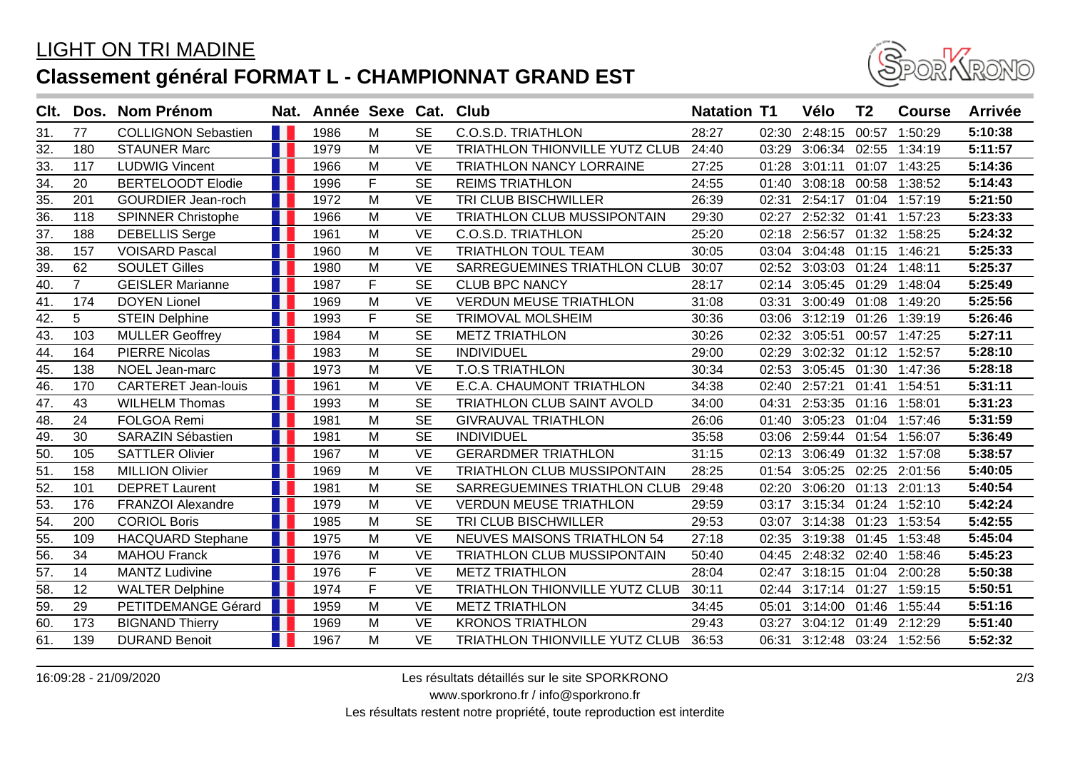LIGHT ON TRI MADINE

# Classement général FORMAT L - CHAMPIONNAT GRAND EST

| Clt. | Dos. | Nom Prénom | Nat. | Année | Sexe | Cat. | Club | Natation | T1 | Vélo | T2 | Course | Arrivée |
|---|---|---|---|---|---|---|---|---|---|---|---|---|---|
| 31. | 77 | COLLIGNON Sebastien | | 1986 | M | SE | C.O.S.D. TRIATHLON | 28:27 | 02:30 | 2:48:15 | 00:57 | 1:50:29 | **5:10:38** |
| 32. | 180 | STAUNER Marc | | 1979 | M | VE | TRIATHLON THIONVILLE YUTZ CLUB | 24:40 | 03:29 | 3:06:34 | 02:55 | 1:34:19 | **5:11:57** |
| 33. | 117 | LUDWIG Vincent | | 1966 | M | VE | TRIATHLON NANCY LORRAINE | 27:25 | 01:28 | 3:01:11 | 01:07 | 1:43:25 | **5:14:36** |
| 34. | 20 | BERTELOODT Elodie | | 1996 | F | SE | REIMS TRIATHLON | 24:55 | 01:40 | 3:08:18 | 00:58 | 1:38:52 | **5:14:43** |
| 35. | 201 | GOURDIER Jean-roch | | 1972 | M | VE | TRI CLUB BISCHWILLER | 26:39 | 02:31 | 2:54:17 | 01:04 | 1:57:19 | **5:21:50** |
| 36. | 118 | SPINNER Christophe | | 1966 | M | VE | TRIATHLON CLUB MUSSIPONTAIN | 29:30 | 02:27 | 2:52:32 | 01:41 | 1:57:23 | **5:23:33** |
| 37. | 188 | DEBELLIS Serge | | 1961 | M | VE | C.O.S.D. TRIATHLON | 25:20 | 02:18 | 2:56:57 | 01:32 | 1:58:25 | **5:24:32** |
| 38. | 157 | VOISARD Pascal | | 1960 | M | VE | TRIATHLON TOUL TEAM | 30:05 | 03:04 | 3:04:48 | 01:15 | 1:46:21 | **5:25:33** |
| 39. | 62 | SOULET Gilles | | 1980 | M | VE | SARREGUEMINES TRIATHLON CLUB | 30:07 | 02:52 | 3:03:03 | 01:24 | 1:48:11 | **5:25:37** |
| 40. | 7 | GEISLER Marianne | | 1987 | F | SE | CLUB BPC NANCY | 28:17 | 02:14 | 3:05:45 | 01:29 | 1:48:04 | **5:25:49** |
| 41. | 174 | DOYEN Lionel | | 1969 | M | VE | VERDUN MEUSE TRIATHLON | 31:08 | 03:31 | 3:00:49 | 01:08 | 1:49:20 | **5:25:56** |
| 42. | 5 | STEIN Delphine | | 1993 | F | SE | TRIMOVAL MOLSHEIM | 30:36 | 03:06 | 3:12:19 | 01:26 | 1:39:19 | **5:26:46** |
| 43. | 103 | MULLER Geoffrey | | 1984 | M | SE | METZ TRIATHLON | 30:26 | 02:32 | 3:05:51 | 00:57 | 1:47:25 | **5:27:11** |
| 44. | 164 | PIERRE Nicolas | | 1983 | M | SE | INDIVIDUEL | 29:00 | 02:29 | 3:02:32 | 01:12 | 1:52:57 | **5:28:10** |
| 45. | 138 | NOEL Jean-marc | | 1973 | M | VE | T.O.S TRIATHLON | 30:34 | 02:53 | 3:05:45 | 01:30 | 1:47:36 | **5:28:18** |
| 46. | 170 | CARTERET Jean-louis | | 1961 | M | VE | E.C.A. CHAUMONT TRIATHLON | 34:38 | 02:40 | 2:57:21 | 01:41 | 1:54:51 | **5:31:11** |
| 47. | 43 | WILHELM Thomas | | 1993 | M | SE | TRIATHLON CLUB SAINT AVOLD | 34:00 | 04:31 | 2:53:35 | 01:16 | 1:58:01 | **5:31:23** |
| 48. | 24 | FOLGOA Remi | | 1981 | M | SE | GIVRAUVAL TRIATHLON | 26:06 | 01:40 | 3:05:23 | 01:04 | 1:57:46 | **5:31:59** |
| 49. | 30 | SARAZIN Sébastien | | 1981 | M | SE | INDIVIDUEL | 35:58 | 03:06 | 2:59:44 | 01:54 | 1:56:07 | **5:36:49** |
| 50. | 105 | SATTLER Olivier | | 1967 | M | VE | GERARDMER TRIATHLON | 31:15 | 02:13 | 3:06:49 | 01:32 | 1:57:08 | **5:38:57** |
| 51. | 158 | MILLION Olivier | | 1969 | M | VE | TRIATHLON CLUB MUSSIPONTAIN | 28:25 | 01:54 | 3:05:25 | 02:25 | 2:01:56 | **5:40:05** |
| 52. | 101 | DEPRET Laurent | | 1981 | M | SE | SARREGUEMINES TRIATHLON CLUB | 29:48 | 02:20 | 3:06:20 | 01:13 | 2:01:13 | **5:40:54** |
| 53. | 176 | FRANZOI Alexandre | | 1979 | M | VE | VERDUN MEUSE TRIATHLON | 29:59 | 03:17 | 3:15:34 | 01:24 | 1:52:10 | **5:42:24** |
| 54. | 200 | CORIOL Boris | | 1985 | M | SE | TRI CLUB BISCHWILLER | 29:53 | 03:07 | 3:14:38 | 01:23 | 1:53:54 | **5:42:55** |
| 55. | 109 | HACQUARD Stephane | | 1975 | M | VE | NEUVES MAISONS TRIATHLON 54 | 27:18 | 02:35 | 3:19:38 | 01:45 | 1:53:48 | **5:45:04** |
| 56. | 34 | MAHOU Franck | | 1976 | M | VE | TRIATHLON CLUB MUSSIPONTAIN | 50:40 | 04:45 | 2:48:32 | 02:40 | 1:58:46 | **5:45:23** |
| 57. | 14 | MANTZ Ludivine | | 1976 | F | VE | METZ TRIATHLON | 28:04 | 02:47 | 3:18:15 | 01:04 | 2:00:28 | **5:50:38** |
| 58. | 12 | WALTER Delphine | | 1974 | F | VE | TRIATHLON THIONVILLE YUTZ CLUB | 30:11 | 02:44 | 3:17:14 | 01:27 | 1:59:15 | **5:50:51** |
| 59. | 29 | PETITDEMANGE Gérard | | 1959 | M | VE | METZ TRIATHLON | 34:45 | 05:01 | 3:14:00 | 01:46 | 1:55:44 | **5:51:16** |
| 60. | 173 | BIGNAND Thierry | | 1969 | M | VE | KRONOS TRIATHLON | 29:43 | 03:27 | 3:04:12 | 01:49 | 2:12:29 | **5:51:40** |
| 61. | 139 | DURAND Benoit | | 1967 | M | VE | TRIATHLON THIONVILLE YUTZ CLUB | 36:53 | 06:31 | 3:12:48 | 03:24 | 1:52:56 | **5:52:32** |

16:09:28 - 21/09/2020

Les résultats détaillés sur le site SPORKRONO
www.sporkrono.fr / info@sporkrono.fr
Les résultats restent notre propriété, toute reproduction est interdite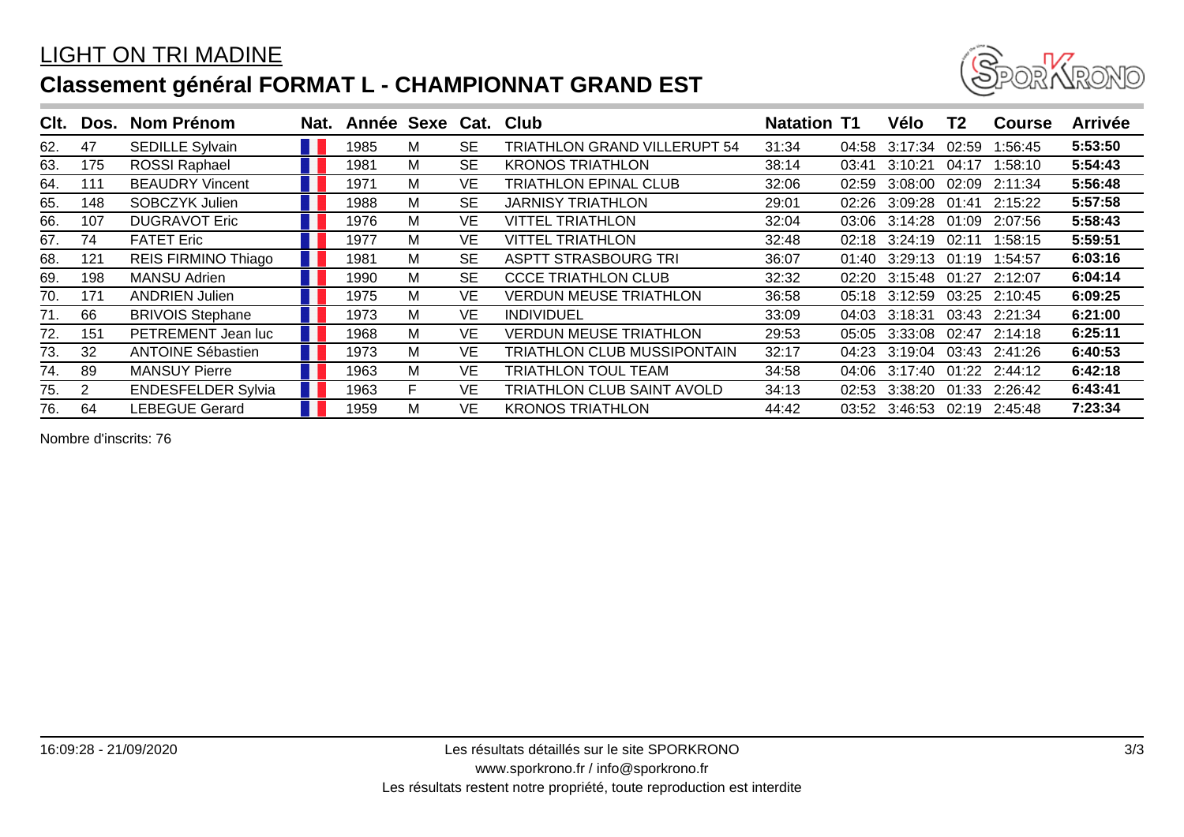## LIGHT ON TRI MADINE

# Classement général FORMAT L - CHAMPIONNAT GRAND EST

| Clt. | Dos. | Nom Prénom | Nat. | Année | Sexe | Cat. | Club | Natation | T1 | Vélo | T2 | Course | Arrivée |
|---|---|---|---|---|---|---|---|---|---|---|---|---|---|
| 62. | 47 | SEDILLE Sylvain | | 1985 | M | SE | TRIATHLON GRAND VILLERUPT 54 | 31:34 | 04:58 | 3:17:34 | 02:59 | 1:56:45 | **5:53:50** |
| 63. | 175 | ROSSI Raphael | | 1981 | M | SE | KRONOS TRIATHLON | 38:14 | 03:41 | 3:10:21 | 04:17 | 1:58:10 | **5:54:43** |
| 64. | 111 | BEAUDRY Vincent | | 1971 | M | VE | TRIATHLON EPINAL CLUB | 32:06 | 02:59 | 3:08:00 | 02:09 | 2:11:34 | **5:56:48** |
| 65. | 148 | SOBCZYK Julien | | 1988 | M | SE | JARNISY TRIATHLON | 29:01 | 02:26 | 3:09:28 | 01:41 | 2:15:22 | **5:57:58** |
| 66. | 107 | DUGRAVOT Eric | | 1976 | M | VE | VITTEL TRIATHLON | 32:04 | 03:06 | 3:14:28 | 01:09 | 2:07:56 | **5:58:43** |
| 67. | 74 | FATET Eric | | 1977 | M | VE | VITTEL TRIATHLON | 32:48 | 02:18 | 3:24:19 | 02:11 | 1:58:15 | **5:59:51** |
| 68. | 121 | REIS FIRMINO Thiago | | 1981 | M | SE | ASPTT STRASBOURG TRI | 36:07 | 01:40 | 3:29:13 | 01:19 | 1:54:57 | **6:03:16** |
| 69. | 198 | MANSU Adrien | | 1990 | M | SE | CCCE TRIATHLON CLUB | 32:32 | 02:20 | 3:15:48 | 01:27 | 2:12:07 | **6:04:14** |
| 70. | 171 | ANDRIEN Julien | | 1975 | M | VE | VERDUN MEUSE TRIATHLON | 36:58 | 05:18 | 3:12:59 | 03:25 | 2:10:45 | **6:09:25** |
| 71. | 66 | BRIVOIS Stephane | | 1973 | M | VE | INDIVIDUEL | 33:09 | 04:03 | 3:18:31 | 03:43 | 2:21:34 | **6:21:00** |
| 72. | 151 | PETREMENT Jean luc | | 1968 | M | VE | VERDUN MEUSE TRIATHLON | 29:53 | 05:05 | 3:33:08 | 02:47 | 2:14:18 | **6:25:11** |
| 73. | 32 | ANTOINE Sébastien | | 1973 | M | VE | TRIATHLON CLUB MUSSIPONTAIN | 32:17 | 04:23 | 3:19:04 | 03:43 | 2:41:26 | **6:40:53** |
| 74. | 89 | MANSUY Pierre | | 1963 | M | VE | TRIATHLON TOUL TEAM | 34:58 | 04:06 | 3:17:40 | 01:22 | 2:44:12 | **6:42:18** |
| 75. | 2 | ENDESFELDER Sylvia | | 1963 | F | VE | TRIATHLON CLUB SAINT AVOLD | 34:13 | 02:53 | 3:38:20 | 01:33 | 2:26:42 | **6:43:41** |
| 76. | 64 | LEBEGUE Gerard | | 1959 | M | VE | KRONOS TRIATHLON | 44:42 | 03:52 | 3:46:53 | 02:19 | 2:45:48 | **7:23:34** |

Nombre d'inscrits: 76

16:09:28 - 21/09/2020

Les résultats détaillés sur le site SPORKRONO
www.sporkrono.fr / info@sporkrono.fr
Les résultats restent notre propriété, toute reproduction est interdite